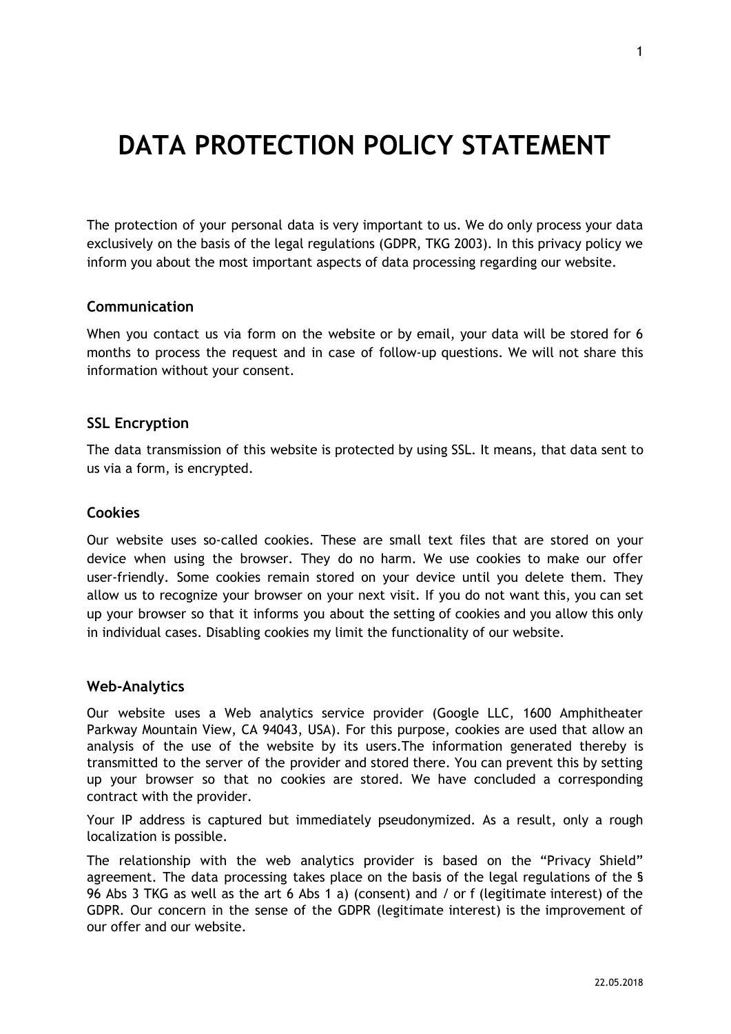# DATA PROTECTION POLICY STATEMENT

The protection of your personal data is very important to us. We do only process your data exclusively on the basis of the legal regulations (GDPR, TKG 2003). In this privacy policy we inform you about the most important aspects of data processing regarding our website.

### Communication

When you contact us via form on the website or by email, your data will be stored for 6 months to process the request and in case of follow-up questions. We will not share this information without your consent.

### SSL Encryption

The data transmission of this website is protected by using SSL. It means, that data sent to us via a form, is encrypted.

### Cookies

Our website uses so-called cookies. These are small text files that are stored on your device when using the browser. They do no harm. We use cookies to make our offer user-friendly. Some cookies remain stored on your device until you delete them. They allow us to recognize your browser on your next visit. If you do not want this, you can set up your browser so that it informs you about the setting of cookies and you allow this only in individual cases. Disabling cookies my limit the functionality of our website.

### Web-Analytics

Our website uses a Web analytics service provider (Google LLC, 1600 Amphitheater Parkway Mountain View, CA 94043, USA). For this purpose, cookies are used that allow an analysis of the use of the website by its users.The information generated thereby is transmitted to the server of the provider and stored there. You can prevent this by setting up your browser so that no cookies are stored. We have concluded a corresponding contract with the provider.

Your IP address is captured but immediately pseudonymized. As a result, only a rough localization is possible.

The relationship with the web analytics provider is based on the "Privacy Shield" agreement. The data processing takes place on the basis of the legal regulations of the § 96 Abs 3 TKG as well as the art 6 Abs 1 a) (consent) and / or f (legitimate interest) of the GDPR. Our concern in the sense of the GDPR (legitimate interest) is the improvement of our offer and our website.

22.05.2018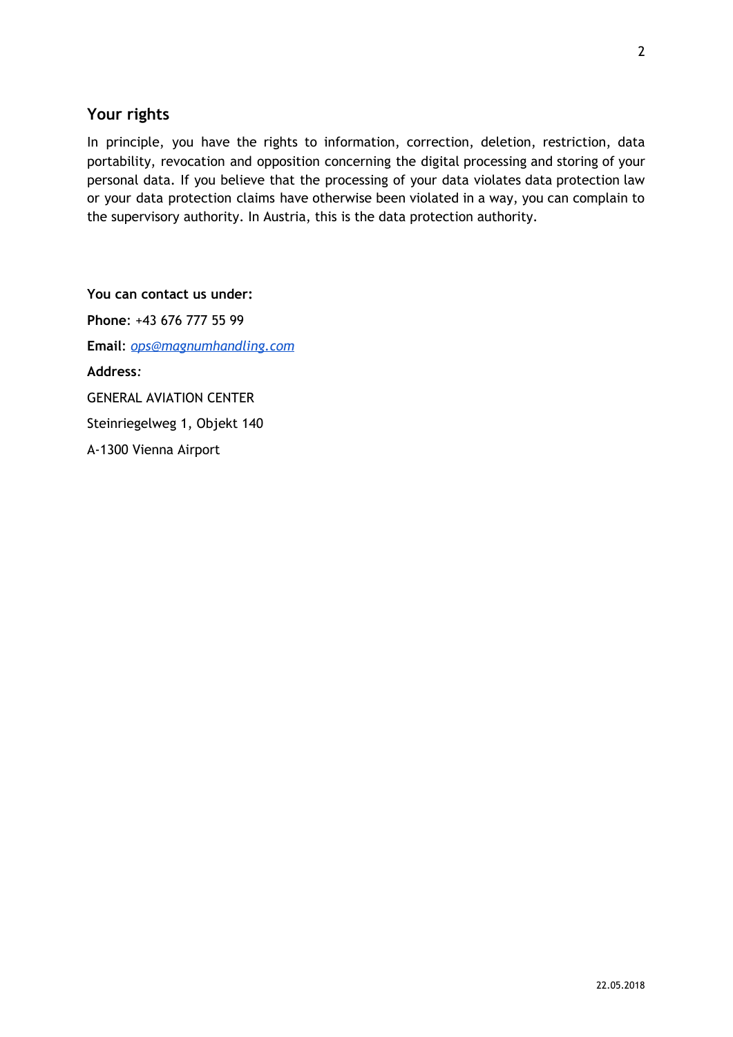## Your rights

In principle, you have the rights to information, correction, deletion, restriction, data portability, revocation and opposition concerning the digital processing and storing of your personal data. If you believe that the processing of your data violates data protection law or your data protection claims have otherwise been violated in a way, you can complain to the supervisory authority. In Austria, this is the data protection authority.

**You can contact us under:**

**Phone**: +43 676 777 55 99

**Email**: *ops@magnumhandling.com*

**Address**:

GENERAL AVIATION CENTER

Steinriegelweg 1, Objekt 140

A-1300 Vienna Airport

22.05.2018